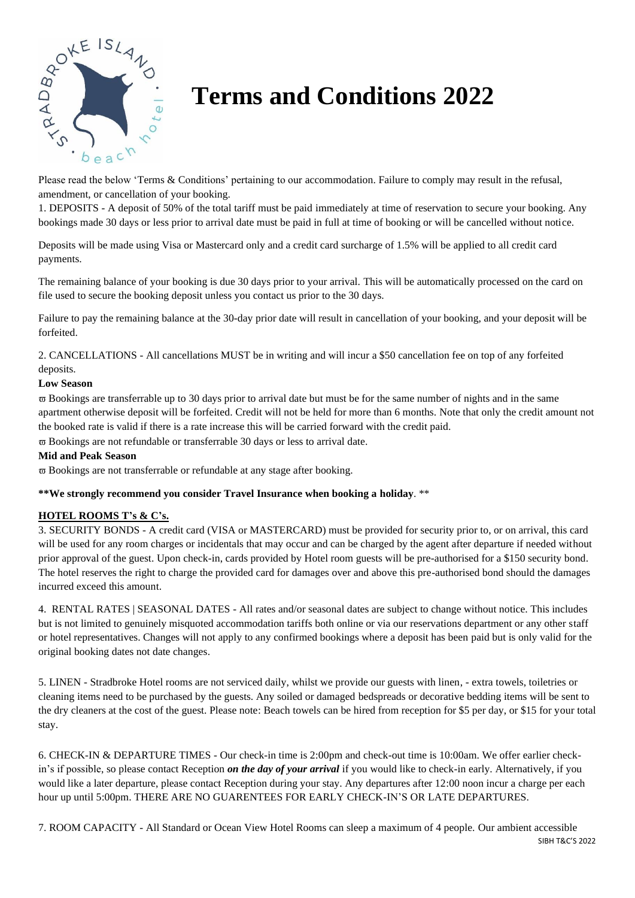# Terms and Conditions 2022

Please read the below 'Terms & Conditions' pertaining to our accommodation. Failure to comply may result in the refusal, amendment, or cancellation of your booking.

1. DEPOSITS - A deposit of 50% of the total tariff must be paid immediately at time of reservation to secure your booking. Any bookings made 30 days or less prior to arrival date must be paid in full at time of booking or will be cancelled without notice.

Deposits will be made using Visa or Mastercard only and a credit card surcharge of 1.5% will be applied to all credit card payments.

The remaining balance of your booking is due 30 days prior to your arrival. This will be automatically processed on the card on file used to secure the booking deposit unless you contact us prior to the 30 days.

Failure to pay the remaining balance at the 30-day prior date will result in cancellation of your booking, and your deposit will be forfeited.

2. CANCELLATIONS - All cancellations MUST be in writing and will incur a $50 cancellation fee on top of any forfeited deposits.

**Low Season**

- Bookings are transferrable up to 30 days prior to arrival date but must be for the same number of nights and in the same apartment otherwise deposit will be forfeited. Credit will not be held for more than 6 months. Note that only the credit amount not the booked rate is valid if there is a rate increase this will be carried forward with the credit paid.
- Bookings are not refundable or transferrable 30 days or less to arrival date.

**Mid and Peak Season**

- Bookings are not transferrable or refundable at any stage after booking.

**\*\*We strongly recommend you consider Travel Insurance when booking a holiday**. \*\*

**HOTEL ROOMS T's & C's.**

3. SECURITY BONDS - A credit card (VISA or MASTERCARD) must be provided for security prior to, or on arrival, this card will be used for any room charges or incidentals that may occur and can be charged by the agent after departure if needed without prior approval of the guest. Upon check-in, cards provided by Hotel room guests will be pre-authorised for a $150 security bond. The hotel reserves the right to charge the provided card for damages over and above this pre-authorised bond should the damages incurred exceed this amount.

4. RENTAL RATES | SEASONAL DATES - All rates and/or seasonal dates are subject to change without notice. This includes but is not limited to genuinely misquoted accommodation tariffs both online or via our reservations department or any other staff or hotel representatives. Changes will not apply to any confirmed bookings where a deposit has been paid but is only valid for the original booking dates not date changes.

5. LINEN - Stradbroke Hotel rooms are not serviced daily, whilst we provide our guests with linen, - extra towels, toiletries or cleaning items need to be purchased by the guests. Any soiled or damaged bedspreads or decorative bedding items will be sent to the dry cleaners at the cost of the guest. Please note: Beach towels can be hired from reception for $5 per day, or $15 for your total stay.

6. CHECK-IN & DEPARTURE TIMES - Our check-in time is 2:00pm and check-out time is 10:00am. We offer earlier check-in's if possible, so please contact Reception ***on the day of your arrival*** if you would like to check-in early. Alternatively, if you would like a later departure, please contact Reception during your stay. Any departures after 12:00 noon incur a charge per each hour up until 5:00pm. THERE ARE NO GUARENTEES FOR EARLY CHECK-IN'S OR LATE DEPARTURES.

7. ROOM CAPACITY - All Standard or Ocean View Hotel Rooms can sleep a maximum of 4 people. Our ambient accessible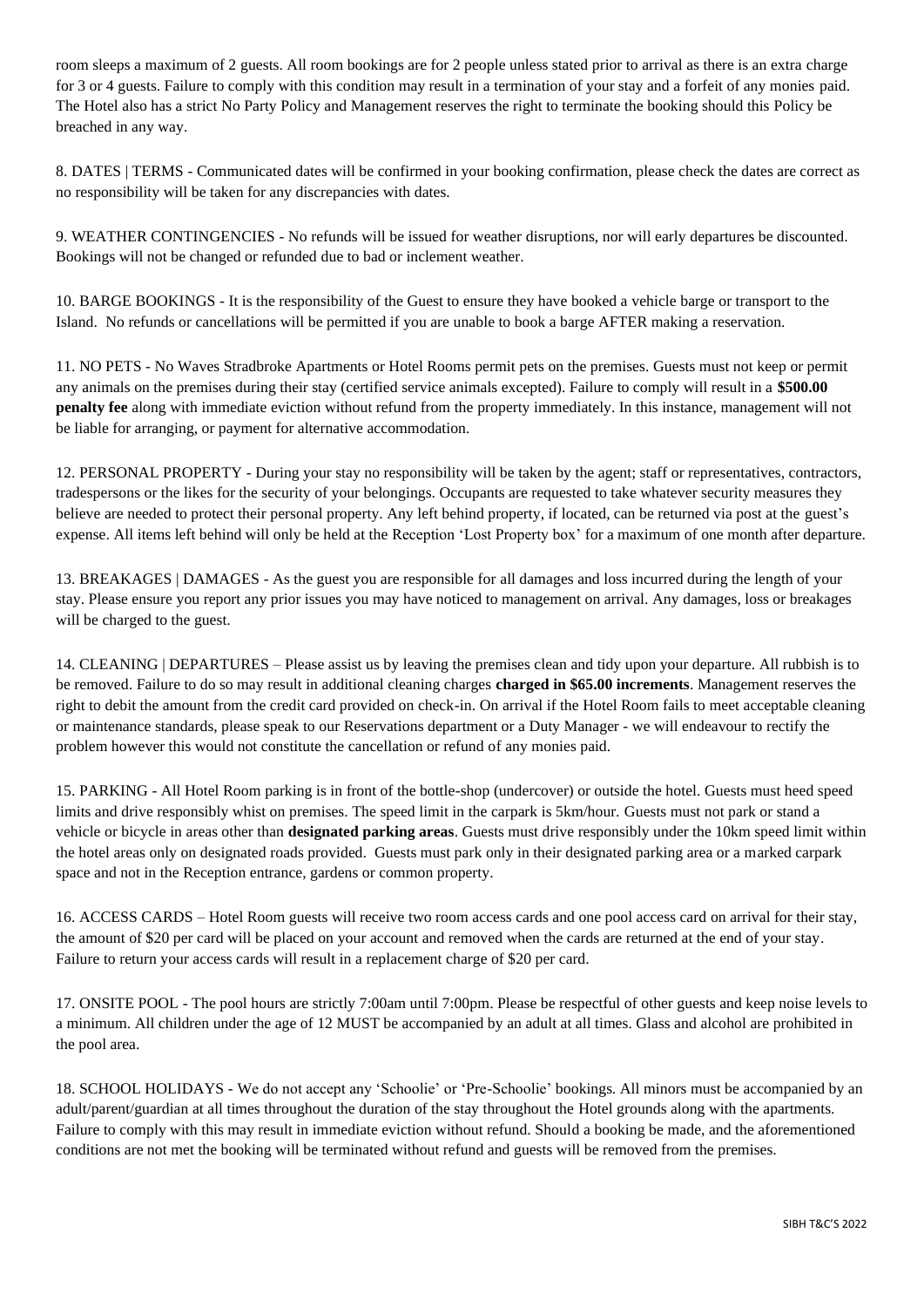room sleeps a maximum of 2 guests. All room bookings are for 2 people unless stated prior to arrival as there is an extra charge for 3 or 4 guests. Failure to comply with this condition may result in a termination of your stay and a forfeit of any monies paid. The Hotel also has a strict No Party Policy and Management reserves the right to terminate the booking should this Policy be breached in any way.

8. DATES | TERMS - Communicated dates will be confirmed in your booking confirmation, please check the dates are correct as no responsibility will be taken for any discrepancies with dates.

9. WEATHER CONTINGENCIES - No refunds will be issued for weather disruptions, nor will early departures be discounted. Bookings will not be changed or refunded due to bad or inclement weather.

10. BARGE BOOKINGS - It is the responsibility of the Guest to ensure they have booked a vehicle barge or transport to the Island. No refunds or cancellations will be permitted if you are unable to book a barge AFTER making a reservation.

11. NO PETS - No Waves Stradbroke Apartments or Hotel Rooms permit pets on the premises. Guests must not keep or permit any animals on the premises during their stay (certified service animals excepted). Failure to comply will result in a **$500.00 penalty fee** along with immediate eviction without refund from the property immediately. In this instance, management will not be liable for arranging, or payment for alternative accommodation.

12. PERSONAL PROPERTY - During your stay no responsibility will be taken by the agent; staff or representatives, contractors, tradespersons or the likes for the security of your belongings. Occupants are requested to take whatever security measures they believe are needed to protect their personal property. Any left behind property, if located, can be returned via post at the guest's expense. All items left behind will only be held at the Reception 'Lost Property box' for a maximum of one month after departure.

13. BREAKAGES | DAMAGES - As the guest you are responsible for all damages and loss incurred during the length of your stay. Please ensure you report any prior issues you may have noticed to management on arrival. Any damages, loss or breakages will be charged to the guest.

14. CLEANING | DEPARTURES – Please assist us by leaving the premises clean and tidy upon your departure. All rubbish is to be removed. Failure to do so may result in additional cleaning charges **charged in $65.00 increments**. Management reserves the right to debit the amount from the credit card provided on check-in. On arrival if the Hotel Room fails to meet acceptable cleaning or maintenance standards, please speak to our Reservations department or a Duty Manager - we will endeavour to rectify the problem however this would not constitute the cancellation or refund of any monies paid.

15. PARKING - All Hotel Room parking is in front of the bottle-shop (undercover) or outside the hotel. Guests must heed speed limits and drive responsibly whist on premises. The speed limit in the carpark is 5km/hour. Guests must not park or stand a vehicle or bicycle in areas other than **designated parking areas**. Guests must drive responsibly under the 10km speed limit within the hotel areas only on designated roads provided. Guests must park only in their designated parking area or a marked carpark space and not in the Reception entrance, gardens or common property.

16. ACCESS CARDS – Hotel Room guests will receive two room access cards and one pool access card on arrival for their stay, the amount of $20 per card will be placed on your account and removed when the cards are returned at the end of your stay. Failure to return your access cards will result in a replacement charge of $20 per card.

17. ONSITE POOL - The pool hours are strictly 7:00am until 7:00pm. Please be respectful of other guests and keep noise levels to a minimum. All children under the age of 12 MUST be accompanied by an adult at all times. Glass and alcohol are prohibited in the pool area.

18. SCHOOL HOLIDAYS - We do not accept any 'Schoolie' or 'Pre-Schoolie' bookings. All minors must be accompanied by an adult/parent/guardian at all times throughout the duration of the stay throughout the Hotel grounds along with the apartments. Failure to comply with this may result in immediate eviction without refund. Should a booking be made, and the aforementioned conditions are not met the booking will be terminated without refund and guests will be removed from the premises.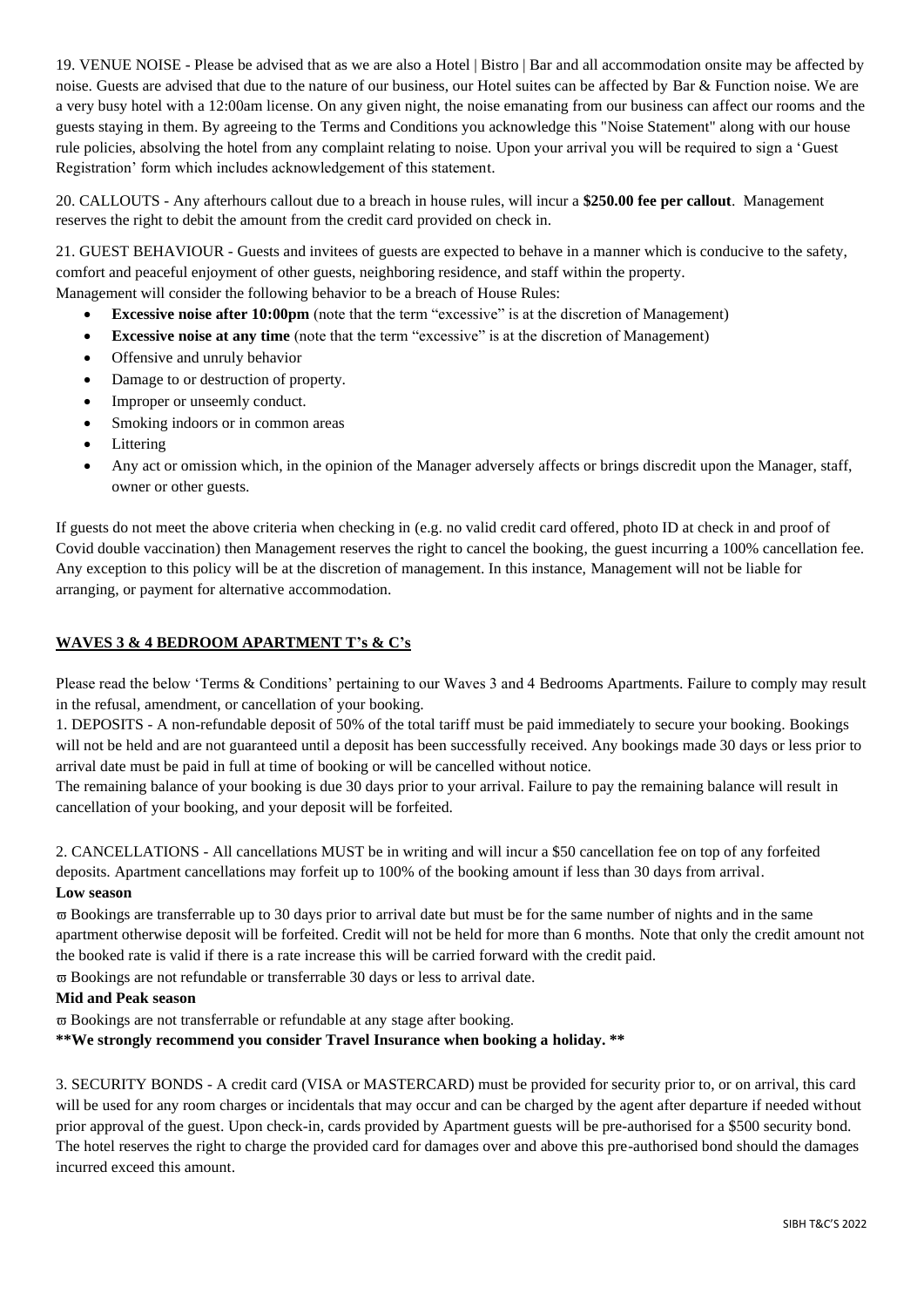19. VENUE NOISE - Please be advised that as we are also a Hotel | Bistro | Bar and all accommodation onsite may be affected by noise. Guests are advised that due to the nature of our business, our Hotel suites can be affected by Bar & Function noise. We are a very busy hotel with a 12:00am license. On any given night, the noise emanating from our business can affect our rooms and the guests staying in them. By agreeing to the Terms and Conditions you acknowledge this "Noise Statement" along with our house rule policies, absolving the hotel from any complaint relating to noise. Upon your arrival you will be required to sign a 'Guest Registration' form which includes acknowledgement of this statement.

20. CALLOUTS - Any afterhours callout due to a breach in house rules, will incur a **$250.00 fee per callout**. Management reserves the right to debit the amount from the credit card provided on check in.

21. GUEST BEHAVIOUR - Guests and invitees of guests are expected to behave in a manner which is conducive to the safety, comfort and peaceful enjoyment of other guests, neighboring residence, and staff within the property.
Management will consider the following behavior to be a breach of House Rules:

- **Excessive noise after 10:00pm** (note that the term "excessive" is at the discretion of Management)
- **Excessive noise at any time** (note that the term "excessive" is at the discretion of Management)
- Offensive and unruly behavior
- Damage to or destruction of property.
- Improper or unseemly conduct.
- Smoking indoors or in common areas
- Littering
- Any act or omission which, in the opinion of the Manager adversely affects or brings discredit upon the Manager, staff, owner or other guests.

If guests do not meet the above criteria when checking in (e.g. no valid credit card offered, photo ID at check in and proof of Covid double vaccination) then Management reserves the right to cancel the booking, the guest incurring a 100% cancellation fee. Any exception to this policy will be at the discretion of management. In this instance, Management will not be liable for arranging, or payment for alternative accommodation.

## WAVES 3 & 4 BEDROOM APARTMENT T's & C's

Please read the below 'Terms & Conditions' pertaining to our Waves 3 and 4 Bedrooms Apartments. Failure to comply may result in the refusal, amendment, or cancellation of your booking.

1. DEPOSITS - A non-refundable deposit of 50% of the total tariff must be paid immediately to secure your booking. Bookings will not be held and are not guaranteed until a deposit has been successfully received. Any bookings made 30 days or less prior to arrival date must be paid in full at time of booking or will be cancelled without notice.
The remaining balance of your booking is due 30 days prior to your arrival. Failure to pay the remaining balance will result in cancellation of your booking, and your deposit will be forfeited.

2. CANCELLATIONS - All cancellations MUST be in writing and will incur a $50 cancellation fee on top of any forfeited deposits. Apartment cancellations may forfeit up to 100% of the booking amount if less than 30 days from arrival.

**Low season**

- Bookings are transferrable up to 30 days prior to arrival date but must be for the same number of nights and in the same apartment otherwise deposit will be forfeited. Credit will not be held for more than 6 months. Note that only the credit amount not the booked rate is valid if there is a rate increase this will be carried forward with the credit paid.
- Bookings are not refundable or transferrable 30 days or less to arrival date.

**Mid and Peak season**

- Bookings are not transferrable or refundable at any stage after booking.

****We strongly recommend you consider Travel Insurance when booking a holiday.****

3. SECURITY BONDS - A credit card (VISA or MASTERCARD) must be provided for security prior to, or on arrival, this card will be used for any room charges or incidentals that may occur and can be charged by the agent after departure if needed without prior approval of the guest. Upon check-in, cards provided by Apartment guests will be pre-authorised for a $500 security bond. The hotel reserves the right to charge the provided card for damages over and above this pre-authorised bond should the damages incurred exceed this amount.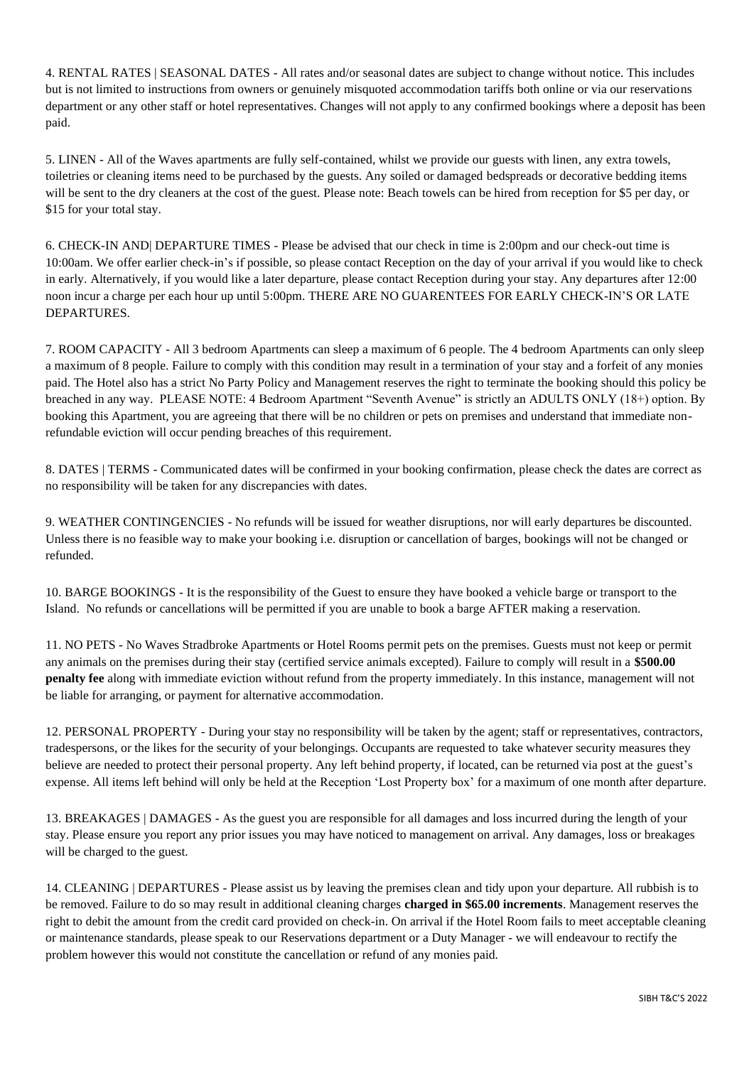4. RENTAL RATES | SEASONAL DATES - All rates and/or seasonal dates are subject to change without notice. This includes but is not limited to instructions from owners or genuinely misquoted accommodation tariffs both online or via our reservations department or any other staff or hotel representatives. Changes will not apply to any confirmed bookings where a deposit has been paid.

5. LINEN - All of the Waves apartments are fully self-contained, whilst we provide our guests with linen, any extra towels, toiletries or cleaning items need to be purchased by the guests. Any soiled or damaged bedspreads or decorative bedding items will be sent to the dry cleaners at the cost of the guest. Please note: Beach towels can be hired from reception for $5 per day, or $15 for your total stay.

6. CHECK-IN AND| DEPARTURE TIMES - Please be advised that our check in time is 2:00pm and our check-out time is 10:00am. We offer earlier check-in's if possible, so please contact Reception on the day of your arrival if you would like to check in early. Alternatively, if you would like a later departure, please contact Reception during your stay. Any departures after 12:00 noon incur a charge per each hour up until 5:00pm. THERE ARE NO GUARENTEES FOR EARLY CHECK-IN'S OR LATE DEPARTURES.

7. ROOM CAPACITY - All 3 bedroom Apartments can sleep a maximum of 6 people. The 4 bedroom Apartments can only sleep a maximum of 8 people. Failure to comply with this condition may result in a termination of your stay and a forfeit of any monies paid. The Hotel also has a strict No Party Policy and Management reserves the right to terminate the booking should this policy be breached in any way. PLEASE NOTE: 4 Bedroom Apartment "Seventh Avenue" is strictly an ADULTS ONLY (18+) option. By booking this Apartment, you are agreeing that there will be no children or pets on premises and understand that immediate non-refundable eviction will occur pending breaches of this requirement.

8. DATES | TERMS - Communicated dates will be confirmed in your booking confirmation, please check the dates are correct as no responsibility will be taken for any discrepancies with dates.

9. WEATHER CONTINGENCIES - No refunds will be issued for weather disruptions, nor will early departures be discounted. Unless there is no feasible way to make your booking i.e. disruption or cancellation of barges, bookings will not be changed or refunded.

10. BARGE BOOKINGS - It is the responsibility of the Guest to ensure they have booked a vehicle barge or transport to the Island. No refunds or cancellations will be permitted if you are unable to book a barge AFTER making a reservation.

11. NO PETS - No Waves Stradbroke Apartments or Hotel Rooms permit pets on the premises. Guests must not keep or permit any animals on the premises during their stay (certified service animals excepted). Failure to comply will result in a **$500.00 penalty fee** along with immediate eviction without refund from the property immediately. In this instance, management will not be liable for arranging, or payment for alternative accommodation.

12. PERSONAL PROPERTY - During your stay no responsibility will be taken by the agent; staff or representatives, contractors, tradespersons, or the likes for the security of your belongings. Occupants are requested to take whatever security measures they believe are needed to protect their personal property. Any left behind property, if located, can be returned via post at the guest's expense. All items left behind will only be held at the Reception 'Lost Property box' for a maximum of one month after departure.

13. BREAKAGES | DAMAGES - As the guest you are responsible for all damages and loss incurred during the length of your stay. Please ensure you report any prior issues you may have noticed to management on arrival. Any damages, loss or breakages will be charged to the guest.

14. CLEANING | DEPARTURES - Please assist us by leaving the premises clean and tidy upon your departure. All rubbish is to be removed. Failure to do so may result in additional cleaning charges **charged in $65.00 increments**. Management reserves the right to debit the amount from the credit card provided on check-in. On arrival if the Hotel Room fails to meet acceptable cleaning or maintenance standards, please speak to our Reservations department or a Duty Manager - we will endeavour to rectify the problem however this would not constitute the cancellation or refund of any monies paid.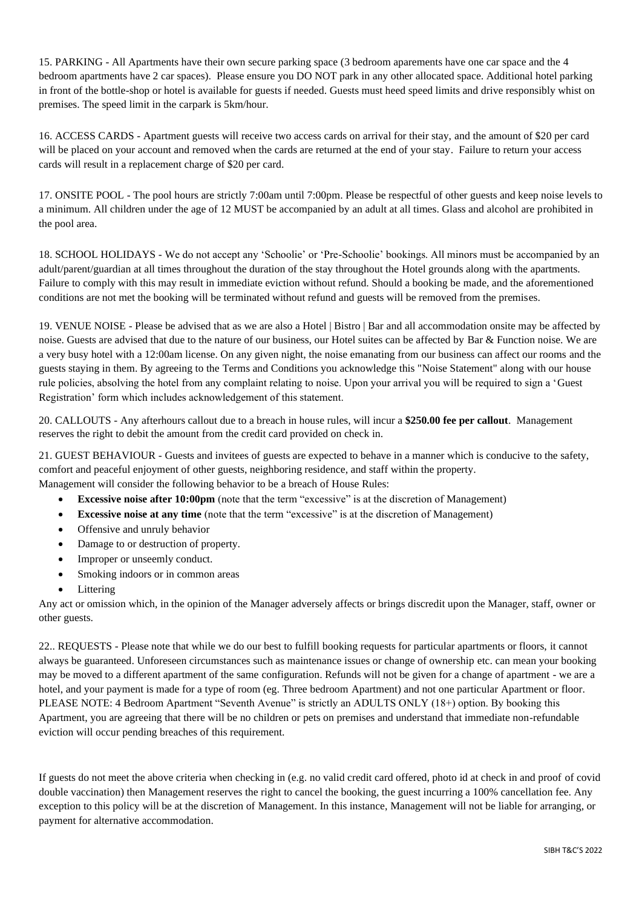15. PARKING - All Apartments have their own secure parking space (3 bedroom aparements have one car space and the 4 bedroom apartments have 2 car spaces). Please ensure you DO NOT park in any other allocated space. Additional hotel parking in front of the bottle-shop or hotel is available for guests if needed. Guests must heed speed limits and drive responsibly whist on premises. The speed limit in the carpark is 5km/hour.

16. ACCESS CARDS - Apartment guests will receive two access cards on arrival for their stay, and the amount of $20 per card will be placed on your account and removed when the cards are returned at the end of your stay. Failure to return your access cards will result in a replacement charge of $20 per card.

17. ONSITE POOL - The pool hours are strictly 7:00am until 7:00pm. Please be respectful of other guests and keep noise levels to a minimum. All children under the age of 12 MUST be accompanied by an adult at all times. Glass and alcohol are prohibited in the pool area.

18. SCHOOL HOLIDAYS - We do not accept any 'Schoolie' or 'Pre-Schoolie' bookings. All minors must be accompanied by an adult/parent/guardian at all times throughout the duration of the stay throughout the Hotel grounds along with the apartments. Failure to comply with this may result in immediate eviction without refund. Should a booking be made, and the aforementioned conditions are not met the booking will be terminated without refund and guests will be removed from the premises.

19. VENUE NOISE - Please be advised that as we are also a Hotel | Bistro | Bar and all accommodation onsite may be affected by noise. Guests are advised that due to the nature of our business, our Hotel suites can be affected by Bar & Function noise. We are a very busy hotel with a 12:00am license. On any given night, the noise emanating from our business can affect our rooms and the guests staying in them. By agreeing to the Terms and Conditions you acknowledge this "Noise Statement" along with our house rule policies, absolving the hotel from any complaint relating to noise. Upon your arrival you will be required to sign a 'Guest Registration' form which includes acknowledgement of this statement.

20. CALLOUTS - Any afterhours callout due to a breach in house rules, will incur a **$250.00 fee per callout**. Management reserves the right to debit the amount from the credit card provided on check in.

21. GUEST BEHAVIOUR - Guests and invitees of guests are expected to behave in a manner which is conducive to the safety, comfort and peaceful enjoyment of other guests, neighboring residence, and staff within the property.
Management will consider the following behavior to be a breach of House Rules:

- **Excessive noise after 10:00pm** (note that the term "excessive" is at the discretion of Management)
- **Excessive noise at any time** (note that the term "excessive" is at the discretion of Management)
- Offensive and unruly behavior
- Damage to or destruction of property.
- Improper or unseemly conduct.
- Smoking indoors or in common areas
- Littering

Any act or omission which, in the opinion of the Manager adversely affects or brings discredit upon the Manager, staff, owner or other guests.

22.. REQUESTS - Please note that while we do our best to fulfill booking requests for particular apartments or floors, it cannot always be guaranteed. Unforeseen circumstances such as maintenance issues or change of ownership etc. can mean your booking may be moved to a different apartment of the same configuration. Refunds will not be given for a change of apartment - we are a hotel, and your payment is made for a type of room (eg. Three bedroom Apartment) and not one particular Apartment or floor. PLEASE NOTE: 4 Bedroom Apartment "Seventh Avenue" is strictly an ADULTS ONLY (18+) option. By booking this Apartment, you are agreeing that there will be no children or pets on premises and understand that immediate non-refundable eviction will occur pending breaches of this requirement.

If guests do not meet the above criteria when checking in (e.g. no valid credit card offered, photo id at check in and proof of covid double vaccination) then Management reserves the right to cancel the booking, the guest incurring a 100% cancellation fee. Any exception to this policy will be at the discretion of Management. In this instance, Management will not be liable for arranging, or payment for alternative accommodation.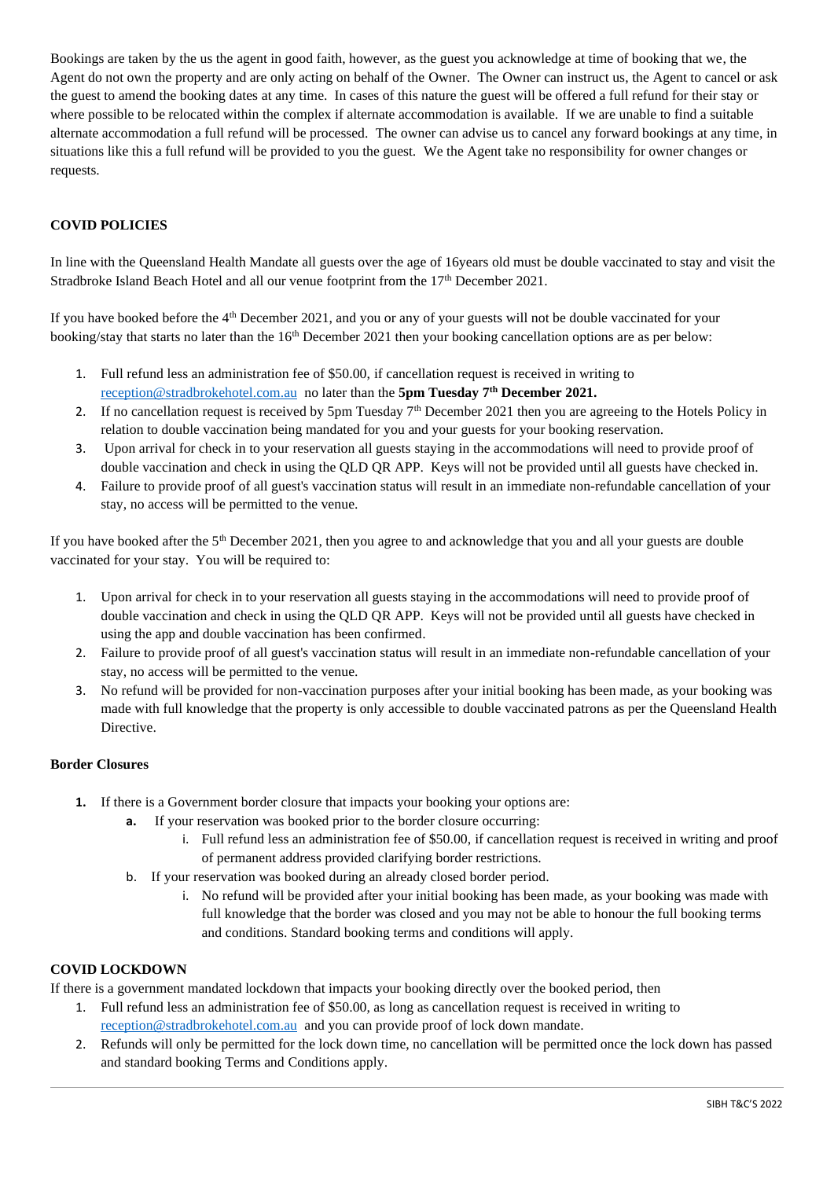Bookings are taken by the us the agent in good faith, however, as the guest you acknowledge at time of booking that we, the Agent do not own the property and are only acting on behalf of the Owner. The Owner can instruct us, the Agent to cancel or ask the guest to amend the booking dates at any time. In cases of this nature the guest will be offered a full refund for their stay or where possible to be relocated within the complex if alternate accommodation is available. If we are unable to find a suitable alternate accommodation a full refund will be processed. The owner can advise us to cancel any forward bookings at any time, in situations like this a full refund will be provided to you the guest. We the Agent take no responsibility for owner changes or requests.

**COVID POLICIES**

In line with the Queensland Health Mandate all guests over the age of 16years old must be double vaccinated to stay and visit the Stradbroke Island Beach Hotel and all our venue footprint from the 17th December 2021.

If you have booked before the 4th December 2021, and you or any of your guests will not be double vaccinated for your booking/stay that starts no later than the 16th December 2021 then your booking cancellation options are as per below:

1. Full refund less an administration fee of $50.00, if cancellation request is received in writing to reception@stradbrokehotel.com.au no later than the **5pm Tuesday 7th December 2021.**
2. If no cancellation request is received by 5pm Tuesday 7th December 2021 then you are agreeing to the Hotels Policy in relation to double vaccination being mandated for you and your guests for your booking reservation.
3. Upon arrival for check in to your reservation all guests staying in the accommodations will need to provide proof of double vaccination and check in using the QLD QR APP. Keys will not be provided until all guests have checked in.
4. Failure to provide proof of all guest's vaccination status will result in an immediate non-refundable cancellation of your stay, no access will be permitted to the venue.

If you have booked after the 5th December 2021, then you agree to and acknowledge that you and all your guests are double vaccinated for your stay. You will be required to:

1. Upon arrival for check in to your reservation all guests staying in the accommodations will need to provide proof of double vaccination and check in using the QLD QR APP. Keys will not be provided until all guests have checked in using the app and double vaccination has been confirmed.
2. Failure to provide proof of all guest's vaccination status will result in an immediate non-refundable cancellation of your stay, no access will be permitted to the venue.
3. No refund will be provided for non-vaccination purposes after your initial booking has been made, as your booking was made with full knowledge that the property is only accessible to double vaccinated patrons as per the Queensland Health Directive.

**Border Closures**

1. If there is a Government border closure that impacts your booking your options are:
   a. If your reservation was booked prior to the border closure occurring:
      i. Full refund less an administration fee of $50.00, if cancellation request is received in writing and proof of permanent address provided clarifying border restrictions.
   b. If your reservation was booked during an already closed border period.
      i. No refund will be provided after your initial booking has been made, as your booking was made with full knowledge that the border was closed and you may not be able to honour the full booking terms and conditions. Standard booking terms and conditions will apply.

**COVID LOCKDOWN**

If there is a government mandated lockdown that impacts your booking directly over the booked period, then

1. Full refund less an administration fee of $50.00, as long as cancellation request is received in writing to reception@stradbrokehotel.com.au and you can provide proof of lock down mandate.
2. Refunds will only be permitted for the lock down time, no cancellation will be permitted once the lock down has passed and standard booking Terms and Conditions apply.